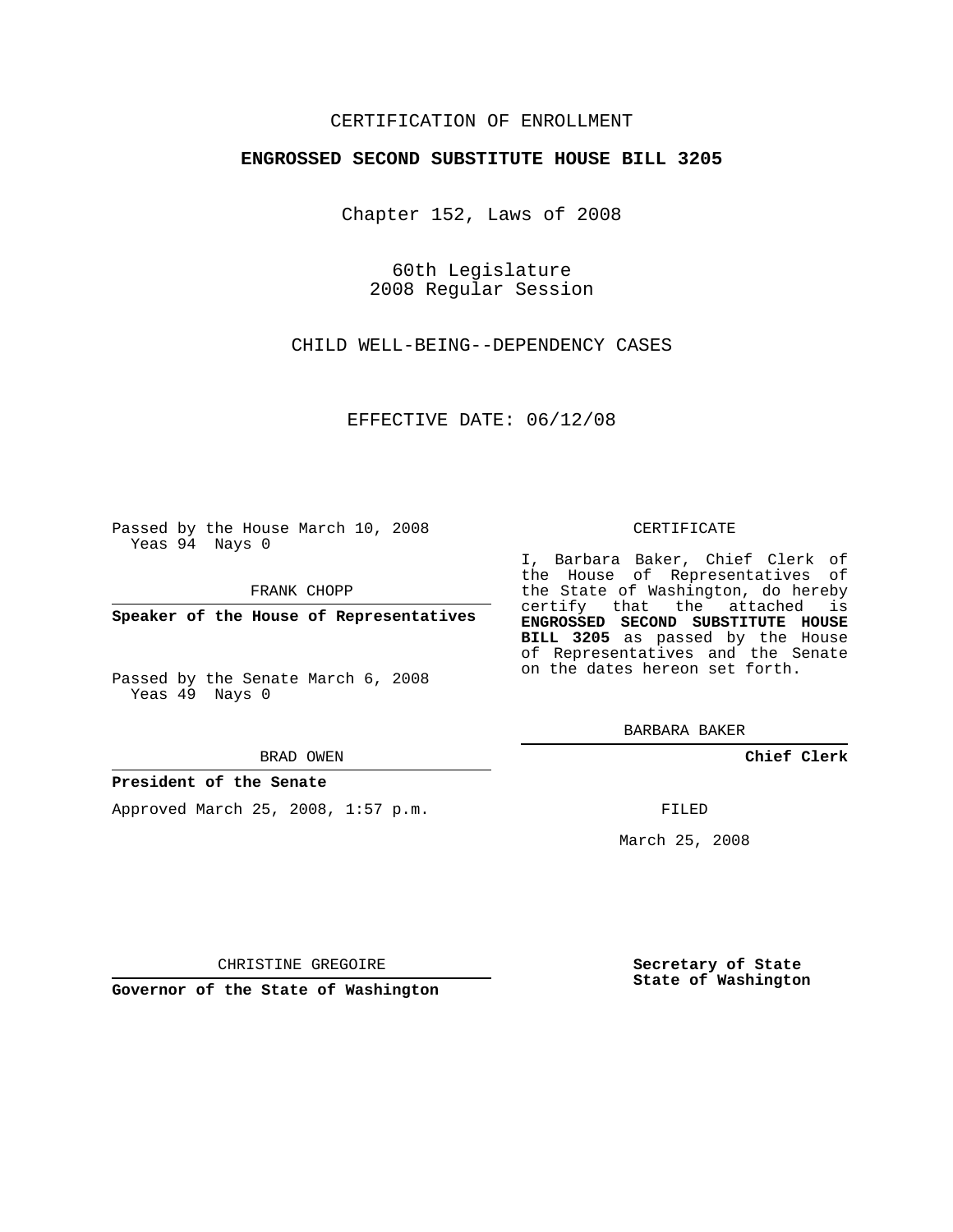CERTIFICATION OF ENROLLMENT

**ENGROSSED SECOND SUBSTITUTE HOUSE BILL 3205**

Chapter 152, Laws of 2008

60th Legislature
2008 Regular Session

CHILD WELL-BEING--DEPENDENCY CASES

EFFECTIVE DATE: 06/12/08

Passed by the House March 10, 2008
Yeas 94 Nays 0

FRANK CHOPP

**Speaker of the House of Representatives**

Passed by the Senate March 6, 2008
Yeas 49 Nays 0

BRAD OWEN

**President of the Senate**

Approved March 25, 2008, 1:57 p.m.

CHRISTINE GREGOIRE

**Governor of the State of Washington**

CERTIFICATE

I, Barbara Baker, Chief Clerk of the House of Representatives of the State of Washington, do hereby certify that the attached is **ENGROSSED SECOND SUBSTITUTE HOUSE BILL 3205** as passed by the House of Representatives and the Senate on the dates hereon set forth.

BARBARA BAKER

**Chief Clerk**

FILED

March 25, 2008

**Secretary of State**
**State of Washington**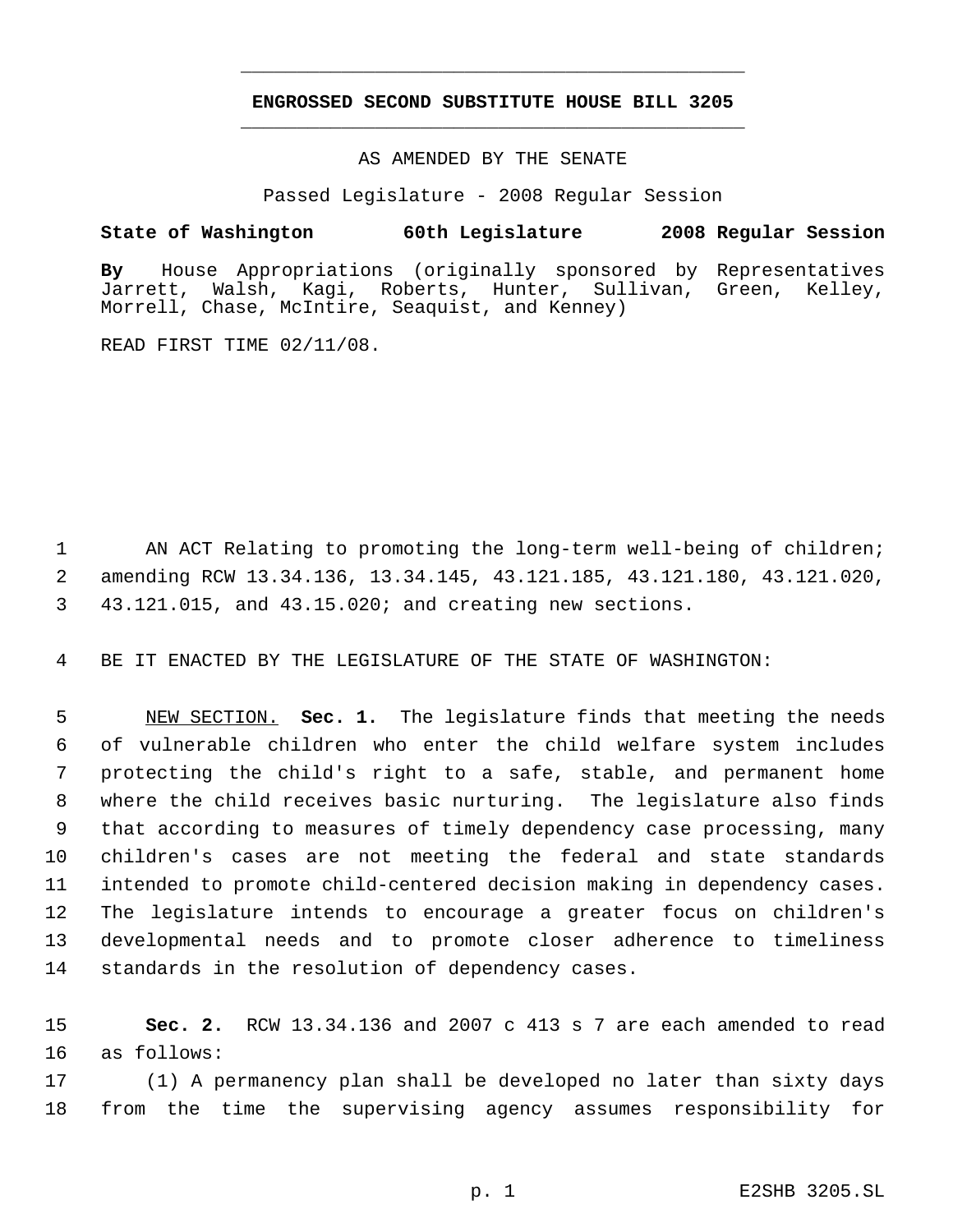# ENGROSSED SECOND SUBSTITUTE HOUSE BILL 3205

AS AMENDED BY THE SENATE

Passed Legislature - 2008 Regular Session

**State of Washington 60th Legislature 2008 Regular Session**

**By** House Appropriations (originally sponsored by Representatives Jarrett, Walsh, Kagi, Roberts, Hunter, Sullivan, Green, Kelley, Morrell, Chase, McIntire, Seaquist, and Kenney)

READ FIRST TIME 02/11/08.

AN ACT Relating to promoting the long-term well-being of children; amending RCW 13.34.136, 13.34.145, 43.121.185, 43.121.180, 43.121.020, 43.121.015, and 43.15.020; and creating new sections.

BE IT ENACTED BY THE LEGISLATURE OF THE STATE OF WASHINGTON:

NEW SECTION. **Sec. 1.** The legislature finds that meeting the needs of vulnerable children who enter the child welfare system includes protecting the child's right to a safe, stable, and permanent home where the child receives basic nurturing. The legislature also finds that according to measures of timely dependency case processing, many children's cases are not meeting the federal and state standards intended to promote child-centered decision making in dependency cases. The legislature intends to encourage a greater focus on children's developmental needs and to promote closer adherence to timeliness standards in the resolution of dependency cases.

**Sec. 2.** RCW 13.34.136 and 2007 c 413 s 7 are each amended to read as follows:

(1) A permanency plan shall be developed no later than sixty days from the time the supervising agency assumes responsibility for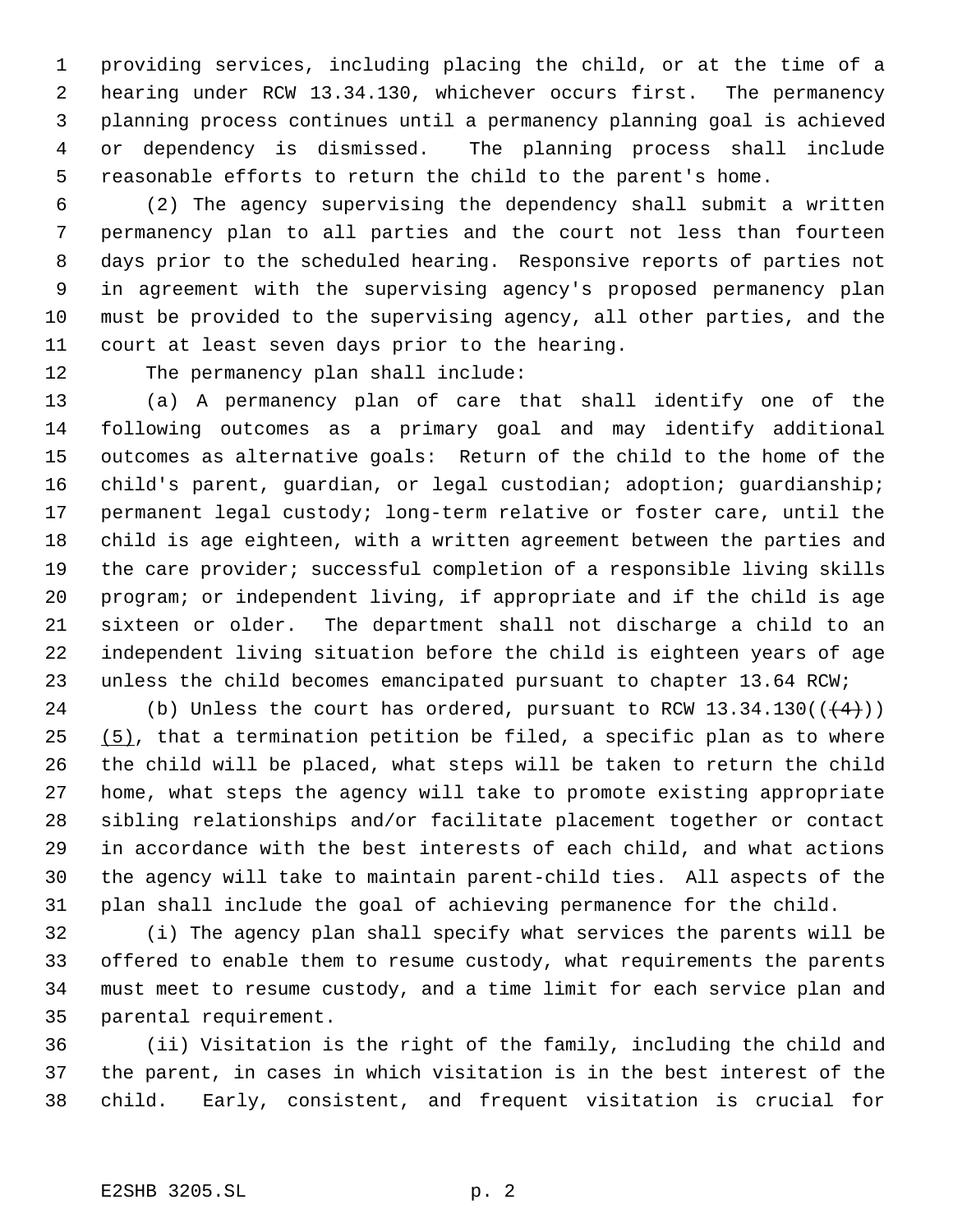providing services, including placing the child, or at the time of a hearing under RCW 13.34.130, whichever occurs first. The permanency planning process continues until a permanency planning goal is achieved or dependency is dismissed. The planning process shall include reasonable efforts to return the child to the parent's home.

(2) The agency supervising the dependency shall submit a written permanency plan to all parties and the court not less than fourteen days prior to the scheduled hearing. Responsive reports of parties not in agreement with the supervising agency's proposed permanency plan must be provided to the supervising agency, all other parties, and the court at least seven days prior to the hearing.

The permanency plan shall include:

(a) A permanency plan of care that shall identify one of the following outcomes as a primary goal and may identify additional outcomes as alternative goals: Return of the child to the home of the child's parent, guardian, or legal custodian; adoption; guardianship; permanent legal custody; long-term relative or foster care, until the child is age eighteen, with a written agreement between the parties and the care provider; successful completion of a responsible living skills program; or independent living, if appropriate and if the child is age sixteen or older. The department shall not discharge a child to an independent living situation before the child is eighteen years of age unless the child becomes emancipated pursuant to chapter 13.64 RCW;

(b) Unless the court has ordered, pursuant to RCW 13.34.130((~~(4)~~)) <u>(5)</u>, that a termination petition be filed, a specific plan as to where the child will be placed, what steps will be taken to return the child home, what steps the agency will take to promote existing appropriate sibling relationships and/or facilitate placement together or contact in accordance with the best interests of each child, and what actions the agency will take to maintain parent-child ties. All aspects of the plan shall include the goal of achieving permanence for the child.

(i) The agency plan shall specify what services the parents will be offered to enable them to resume custody, what requirements the parents must meet to resume custody, and a time limit for each service plan and parental requirement.

(ii) Visitation is the right of the family, including the child and the parent, in cases in which visitation is in the best interest of the child. Early, consistent, and frequent visitation is crucial for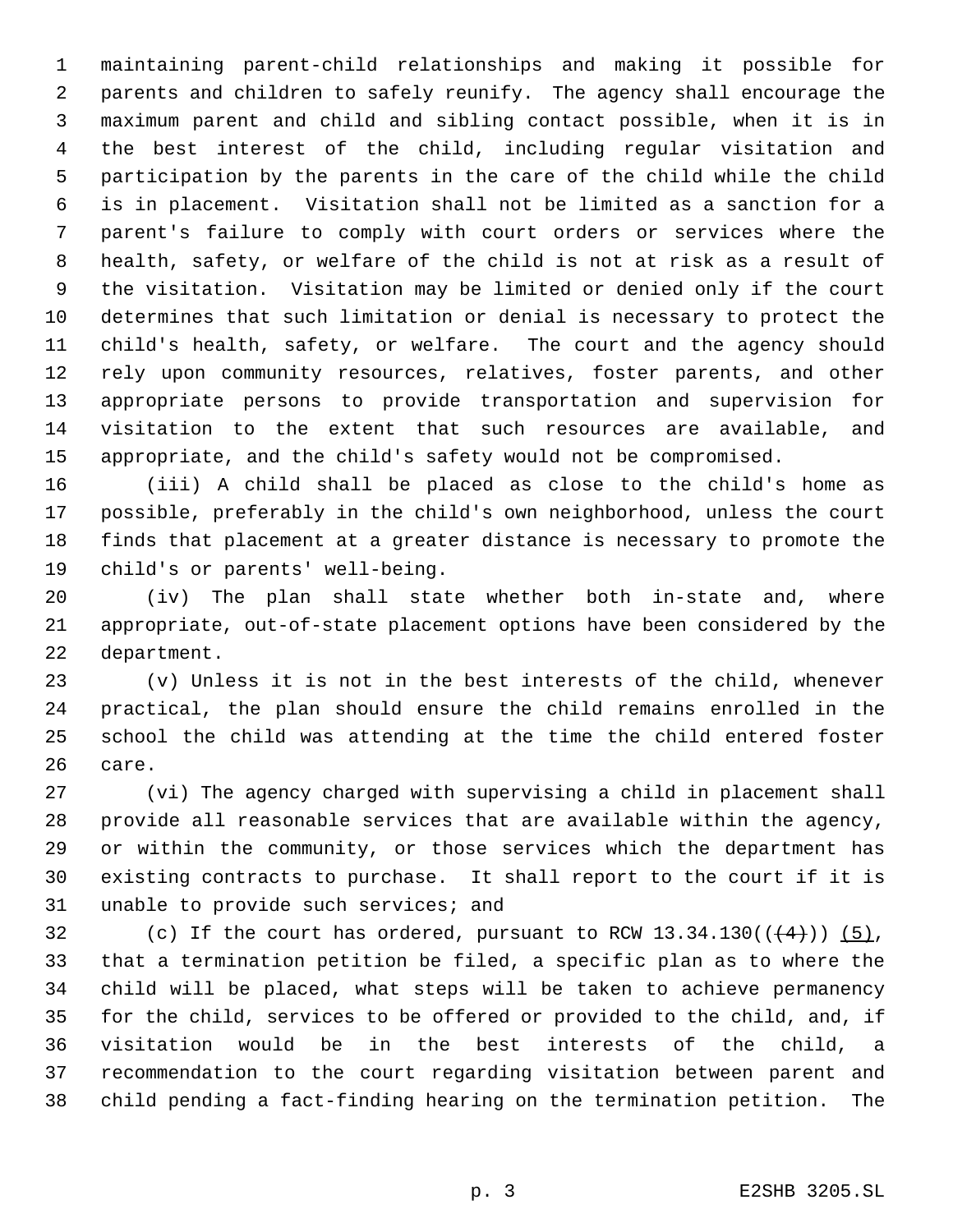maintaining parent-child relationships and making it possible for parents and children to safely reunify. The agency shall encourage the maximum parent and child and sibling contact possible, when it is in the best interest of the child, including regular visitation and participation by the parents in the care of the child while the child is in placement. Visitation shall not be limited as a sanction for a parent's failure to comply with court orders or services where the health, safety, or welfare of the child is not at risk as a result of the visitation. Visitation may be limited or denied only if the court determines that such limitation or denial is necessary to protect the child's health, safety, or welfare. The court and the agency should rely upon community resources, relatives, foster parents, and other appropriate persons to provide transportation and supervision for visitation to the extent that such resources are available, and appropriate, and the child's safety would not be compromised.

(iii) A child shall be placed as close to the child's home as possible, preferably in the child's own neighborhood, unless the court finds that placement at a greater distance is necessary to promote the child's or parents' well-being.

(iv) The plan shall state whether both in-state and, where appropriate, out-of-state placement options have been considered by the department.

(v) Unless it is not in the best interests of the child, whenever practical, the plan should ensure the child remains enrolled in the school the child was attending at the time the child entered foster care.

(vi) The agency charged with supervising a child in placement shall provide all reasonable services that are available within the agency, or within the community, or those services which the department has existing contracts to purchase. It shall report to the court if it is unable to provide such services; and

(c) If the court has ordered, pursuant to RCW 13.34.130((~~(4)~~)) (5), that a termination petition be filed, a specific plan as to where the child will be placed, what steps will be taken to achieve permanency for the child, services to be offered or provided to the child, and, if visitation would be in the best interests of the child, a recommendation to the court regarding visitation between parent and child pending a fact-finding hearing on the termination petition. The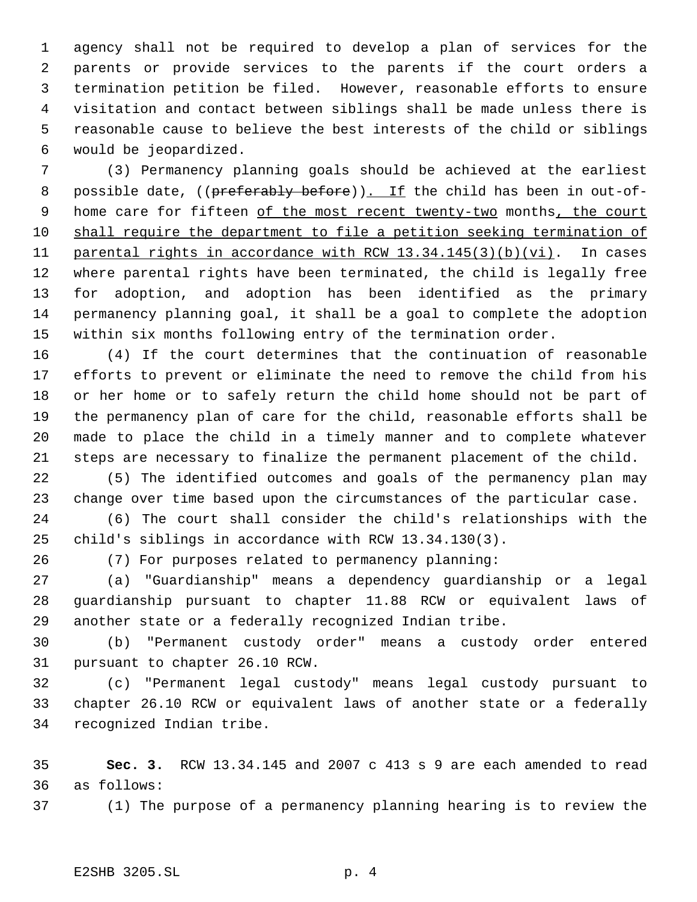agency shall not be required to develop a plan of services for the parents or provide services to the parents if the court orders a termination petition be filed. However, reasonable efforts to ensure visitation and contact between siblings shall be made unless there is reasonable cause to believe the best interests of the child or siblings would be jeopardized.

(3) Permanency planning goals should be achieved at the earliest possible date, ((~~preferably before~~))<u>. If</u> the child has been in out-of-home care for fifteen <u>of the most recent twenty-two</u> months<u>, the court shall require the department to file a petition seeking termination of parental rights in accordance with RCW 13.34.145(3)(b)(vi)</u>. In cases where parental rights have been terminated, the child is legally free for adoption, and adoption has been identified as the primary permanency planning goal, it shall be a goal to complete the adoption within six months following entry of the termination order.

(4) If the court determines that the continuation of reasonable efforts to prevent or eliminate the need to remove the child from his or her home or to safely return the child home should not be part of the permanency plan of care for the child, reasonable efforts shall be made to place the child in a timely manner and to complete whatever steps are necessary to finalize the permanent placement of the child.

(5) The identified outcomes and goals of the permanency plan may change over time based upon the circumstances of the particular case.

(6) The court shall consider the child's relationships with the child's siblings in accordance with RCW 13.34.130(3).

(7) For purposes related to permanency planning:

(a) "Guardianship" means a dependency guardianship or a legal guardianship pursuant to chapter 11.88 RCW or equivalent laws of another state or a federally recognized Indian tribe.

(b) "Permanent custody order" means a custody order entered pursuant to chapter 26.10 RCW.

(c) "Permanent legal custody" means legal custody pursuant to chapter 26.10 RCW or equivalent laws of another state or a federally recognized Indian tribe.

**Sec. 3.** RCW 13.34.145 and 2007 c 413 s 9 are each amended to read as follows:

(1) The purpose of a permanency planning hearing is to review the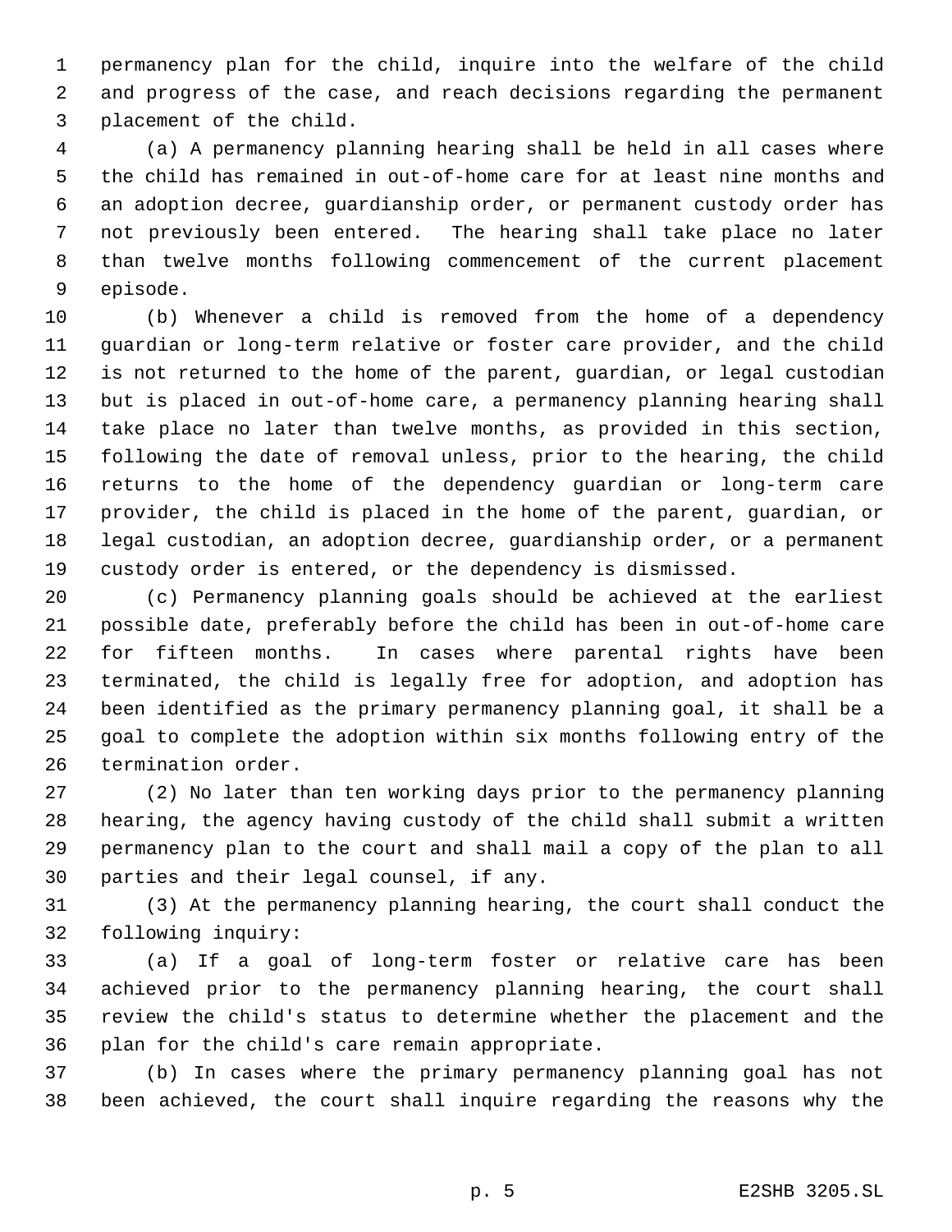permanency plan for the child, inquire into the welfare of the child and progress of the case, and reach decisions regarding the permanent placement of the child.

(a) A permanency planning hearing shall be held in all cases where the child has remained in out-of-home care for at least nine months and an adoption decree, guardianship order, or permanent custody order has not previously been entered. The hearing shall take place no later than twelve months following commencement of the current placement episode.

(b) Whenever a child is removed from the home of a dependency guardian or long-term relative or foster care provider, and the child is not returned to the home of the parent, guardian, or legal custodian but is placed in out-of-home care, a permanency planning hearing shall take place no later than twelve months, as provided in this section, following the date of removal unless, prior to the hearing, the child returns to the home of the dependency guardian or long-term care provider, the child is placed in the home of the parent, guardian, or legal custodian, an adoption decree, guardianship order, or a permanent custody order is entered, or the dependency is dismissed.

(c) Permanency planning goals should be achieved at the earliest possible date, preferably before the child has been in out-of-home care for fifteen months. In cases where parental rights have been terminated, the child is legally free for adoption, and adoption has been identified as the primary permanency planning goal, it shall be a goal to complete the adoption within six months following entry of the termination order.

(2) No later than ten working days prior to the permanency planning hearing, the agency having custody of the child shall submit a written permanency plan to the court and shall mail a copy of the plan to all parties and their legal counsel, if any.

(3) At the permanency planning hearing, the court shall conduct the following inquiry:

(a) If a goal of long-term foster or relative care has been achieved prior to the permanency planning hearing, the court shall review the child's status to determine whether the placement and the plan for the child's care remain appropriate.

(b) In cases where the primary permanency planning goal has not been achieved, the court shall inquire regarding the reasons why the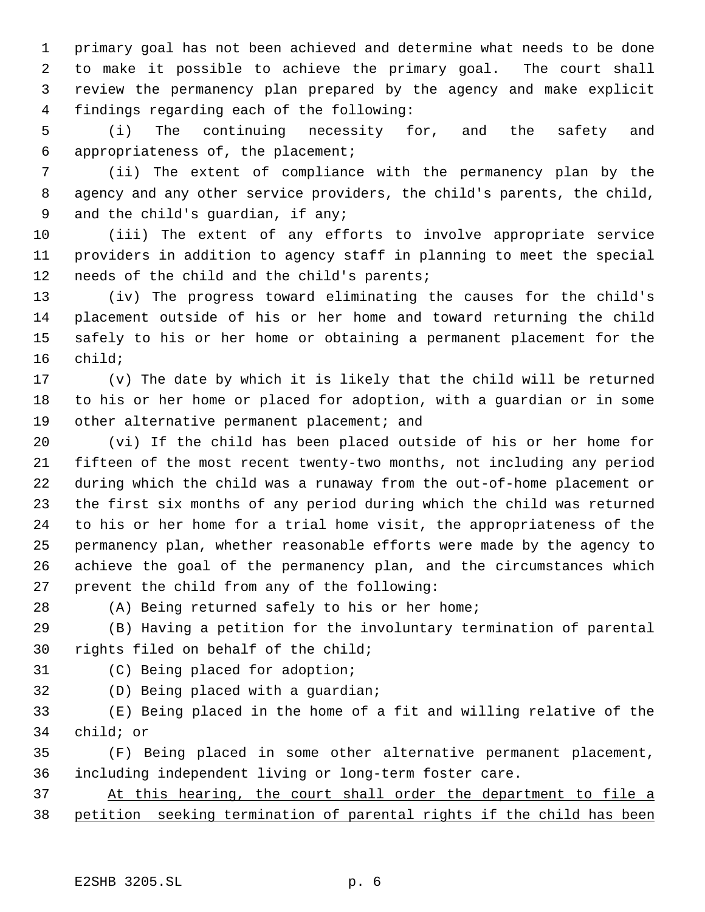primary goal has not been achieved and determine what needs to be done to make it possible to achieve the primary goal. The court shall review the permanency plan prepared by the agency and make explicit findings regarding each of the following:

(i) The continuing necessity for, and the safety and appropriateness of, the placement;

(ii) The extent of compliance with the permanency plan by the agency and any other service providers, the child's parents, the child, and the child's guardian, if any;

(iii) The extent of any efforts to involve appropriate service providers in addition to agency staff in planning to meet the special needs of the child and the child's parents;

(iv) The progress toward eliminating the causes for the child's placement outside of his or her home and toward returning the child safely to his or her home or obtaining a permanent placement for the child;

(v) The date by which it is likely that the child will be returned to his or her home or placed for adoption, with a guardian or in some other alternative permanent placement; and

(vi) If the child has been placed outside of his or her home for fifteen of the most recent twenty-two months, not including any period during which the child was a runaway from the out-of-home placement or the first six months of any period during which the child was returned to his or her home for a trial home visit, the appropriateness of the permanency plan, whether reasonable efforts were made by the agency to achieve the goal of the permanency plan, and the circumstances which prevent the child from any of the following:

(A) Being returned safely to his or her home;

(B) Having a petition for the involuntary termination of parental rights filed on behalf of the child;

(C) Being placed for adoption;

(D) Being placed with a guardian;

(E) Being placed in the home of a fit and willing relative of the child; or

(F) Being placed in some other alternative permanent placement, including independent living or long-term foster care.

At this hearing, the court shall order the department to file a petition seeking termination of parental rights if the child has been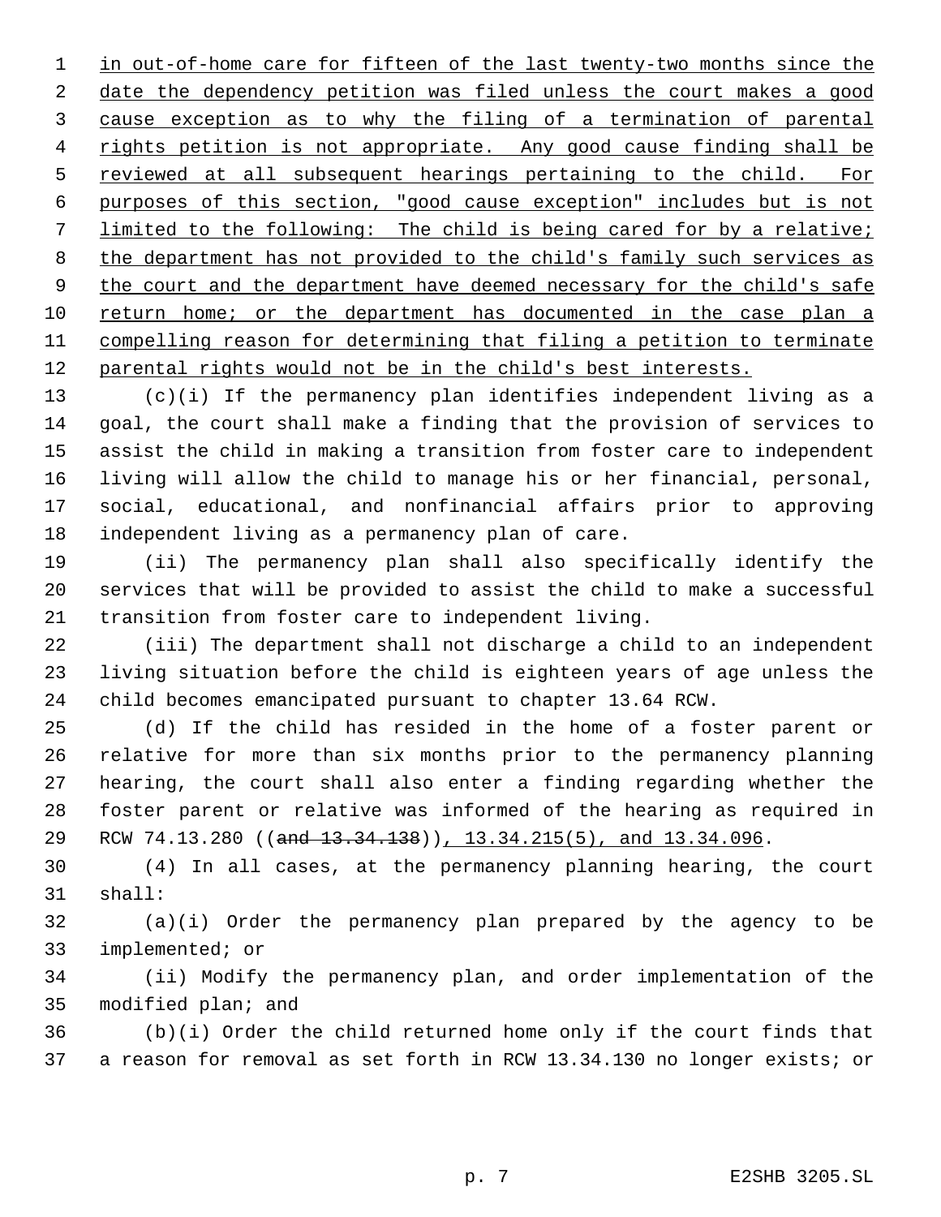in out-of-home care for fifteen of the last twenty-two months since the date the dependency petition was filed unless the court makes a good cause exception as to why the filing of a termination of parental rights petition is not appropriate. Any good cause finding shall be reviewed at all subsequent hearings pertaining to the child. For purposes of this section, "good cause exception" includes but is not limited to the following: The child is being cared for by a relative; the department has not provided to the child's family such services as the court and the department have deemed necessary for the child's safe return home; or the department has documented in the case plan a compelling reason for determining that filing a petition to terminate parental rights would not be in the child's best interests.

(c)(i) If the permanency plan identifies independent living as a goal, the court shall make a finding that the provision of services to assist the child in making a transition from foster care to independent living will allow the child to manage his or her financial, personal, social, educational, and nonfinancial affairs prior to approving independent living as a permanency plan of care.

(ii) The permanency plan shall also specifically identify the services that will be provided to assist the child to make a successful transition from foster care to independent living.

(iii) The department shall not discharge a child to an independent living situation before the child is eighteen years of age unless the child becomes emancipated pursuant to chapter 13.64 RCW.

(d) If the child has resided in the home of a foster parent or relative for more than six months prior to the permanency planning hearing, the court shall also enter a finding regarding whether the foster parent or relative was informed of the hearing as required in RCW 74.13.280 ((~~and 13.34.138~~)), 13.34.215(5), and 13.34.096.

(4) In all cases, at the permanency planning hearing, the court shall:

(a)(i) Order the permanency plan prepared by the agency to be implemented; or

(ii) Modify the permanency plan, and order implementation of the modified plan; and

(b)(i) Order the child returned home only if the court finds that a reason for removal as set forth in RCW 13.34.130 no longer exists; or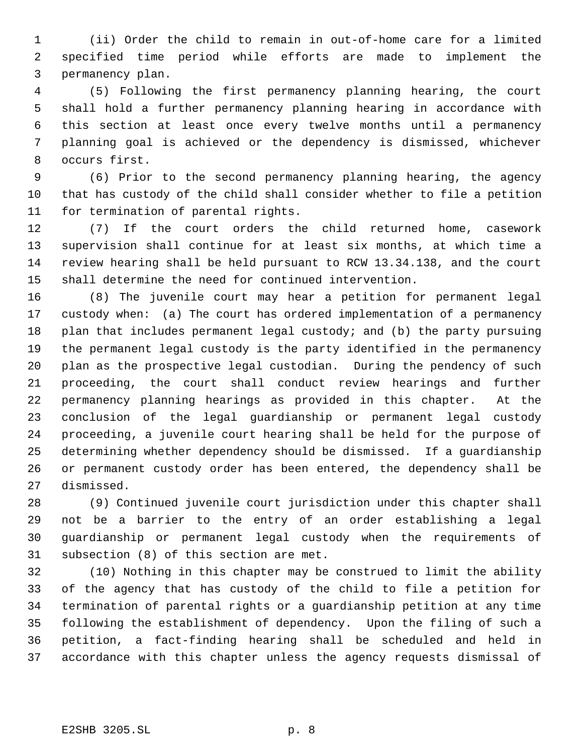(ii) Order the child to remain in out-of-home care for a limited specified time period while efforts are made to implement the permanency plan.

(5) Following the first permanency planning hearing, the court shall hold a further permanency planning hearing in accordance with this section at least once every twelve months until a permanency planning goal is achieved or the dependency is dismissed, whichever occurs first.

(6) Prior to the second permanency planning hearing, the agency that has custody of the child shall consider whether to file a petition for termination of parental rights.

(7) If the court orders the child returned home, casework supervision shall continue for at least six months, at which time a review hearing shall be held pursuant to RCW 13.34.138, and the court shall determine the need for continued intervention.

(8) The juvenile court may hear a petition for permanent legal custody when: (a) The court has ordered implementation of a permanency plan that includes permanent legal custody; and (b) the party pursuing the permanent legal custody is the party identified in the permanency plan as the prospective legal custodian. During the pendency of such proceeding, the court shall conduct review hearings and further permanency planning hearings as provided in this chapter. At the conclusion of the legal guardianship or permanent legal custody proceeding, a juvenile court hearing shall be held for the purpose of determining whether dependency should be dismissed. If a guardianship or permanent custody order has been entered, the dependency shall be dismissed.

(9) Continued juvenile court jurisdiction under this chapter shall not be a barrier to the entry of an order establishing a legal guardianship or permanent legal custody when the requirements of subsection (8) of this section are met.

(10) Nothing in this chapter may be construed to limit the ability of the agency that has custody of the child to file a petition for termination of parental rights or a guardianship petition at any time following the establishment of dependency. Upon the filing of such a petition, a fact-finding hearing shall be scheduled and held in accordance with this chapter unless the agency requests dismissal of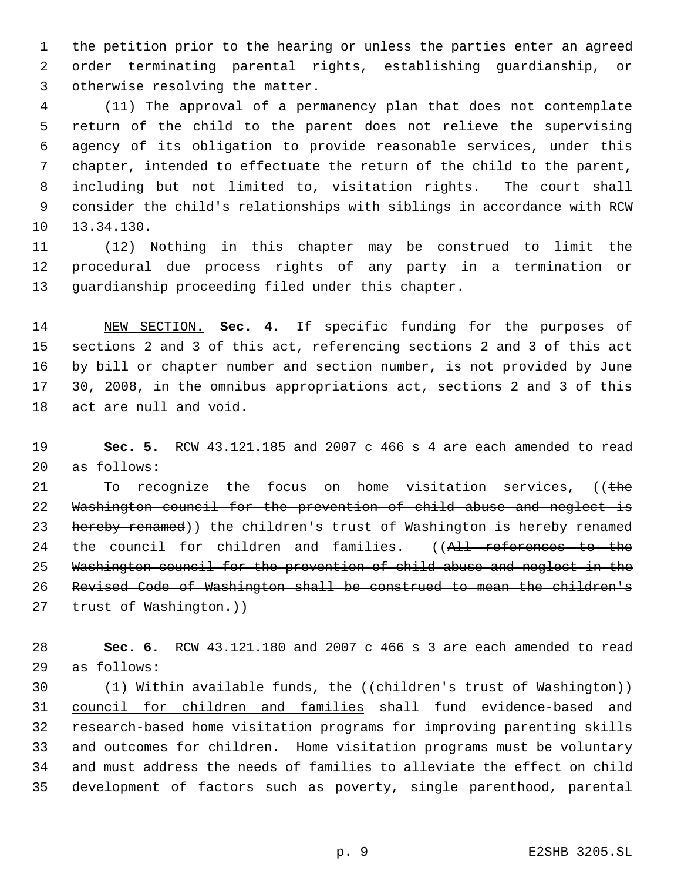the petition prior to the hearing or unless the parties enter an agreed order terminating parental rights, establishing guardianship, or otherwise resolving the matter.

(11) The approval of a permanency plan that does not contemplate return of the child to the parent does not relieve the supervising agency of its obligation to provide reasonable services, under this chapter, intended to effectuate the return of the child to the parent, including but not limited to, visitation rights. The court shall consider the child's relationships with siblings in accordance with RCW 13.34.130.

(12) Nothing in this chapter may be construed to limit the procedural due process rights of any party in a termination or guardianship proceeding filed under this chapter.

NEW SECTION. **Sec. 4.** If specific funding for the purposes of sections 2 and 3 of this act, referencing sections 2 and 3 of this act by bill or chapter number and section number, is not provided by June 30, 2008, in the omnibus appropriations act, sections 2 and 3 of this act are null and void.

**Sec. 5.** RCW 43.121.185 and 2007 c 466 s 4 are each amended to read as follows:

To recognize the focus on home visitation services, ((~~the Washington council for the prevention of child abuse and neglect is hereby renamed~~)) the children's trust of Washington is hereby renamed the council for children and families. ((~~All references to the Washington council for the prevention of child abuse and neglect in the Revised Code of Washington shall be construed to mean the children's trust of Washington.~~))

**Sec. 6.** RCW 43.121.180 and 2007 c 466 s 3 are each amended to read as follows:

(1) Within available funds, the ((~~children's trust of Washington~~)) council for children and families shall fund evidence-based and research-based home visitation programs for improving parenting skills and outcomes for children. Home visitation programs must be voluntary and must address the needs of families to alleviate the effect on child development of factors such as poverty, single parenthood, parental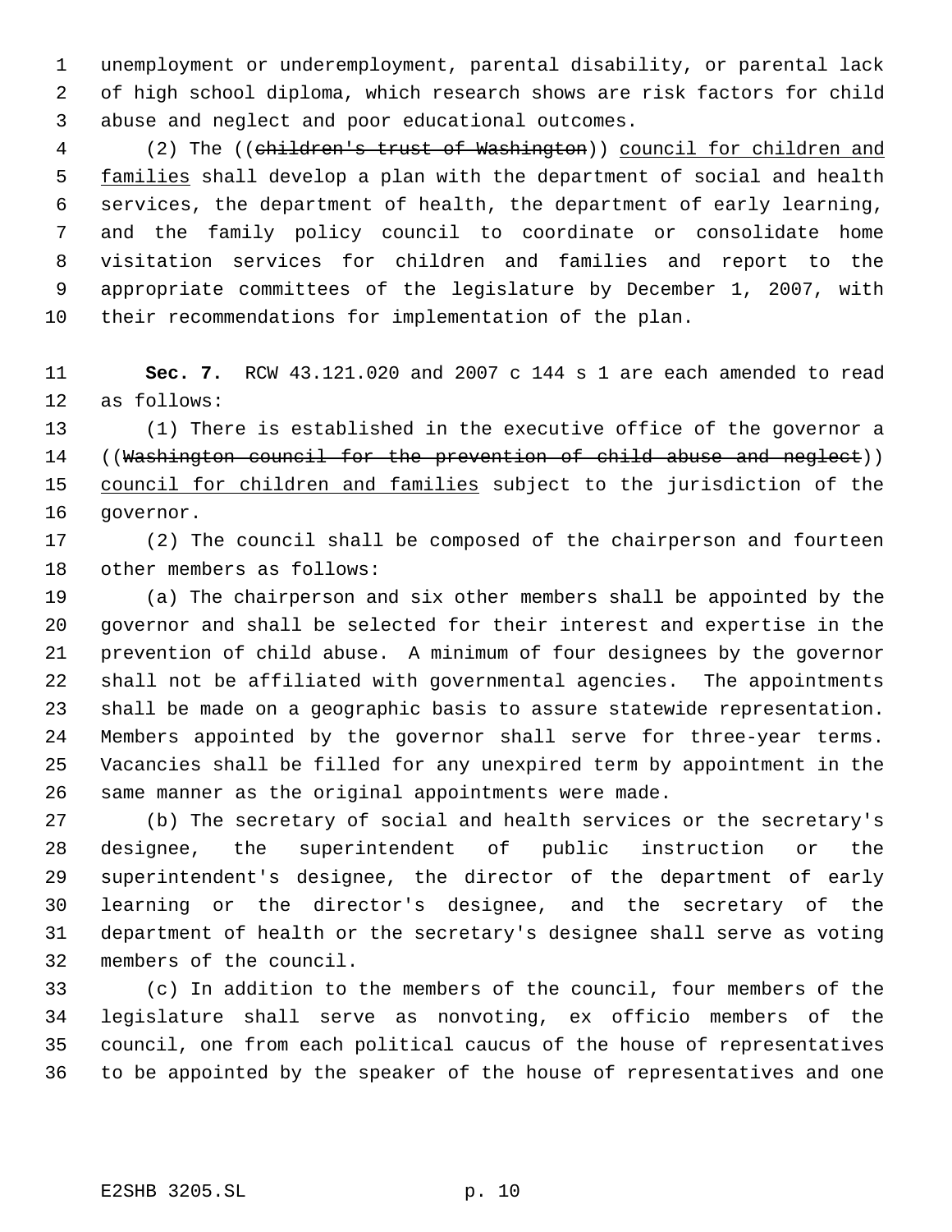unemployment or underemployment, parental disability, or parental lack of high school diploma, which research shows are risk factors for child abuse and neglect and poor educational outcomes.

(2) The ((~~children's trust of Washington~~)) council for children and families shall develop a plan with the department of social and health services, the department of health, the department of early learning, and the family policy council to coordinate or consolidate home visitation services for children and families and report to the appropriate committees of the legislature by December 1, 2007, with their recommendations for implementation of the plan.

**Sec. 7.** RCW 43.121.020 and 2007 c 144 s 1 are each amended to read as follows:

(1) There is established in the executive office of the governor a ((~~Washington council for the prevention of child abuse and neglect~~)) council for children and families subject to the jurisdiction of the governor.

(2) The council shall be composed of the chairperson and fourteen other members as follows:

(a) The chairperson and six other members shall be appointed by the governor and shall be selected for their interest and expertise in the prevention of child abuse. A minimum of four designees by the governor shall not be affiliated with governmental agencies. The appointments shall be made on a geographic basis to assure statewide representation. Members appointed by the governor shall serve for three-year terms. Vacancies shall be filled for any unexpired term by appointment in the same manner as the original appointments were made.

(b) The secretary of social and health services or the secretary's designee, the superintendent of public instruction or the superintendent's designee, the director of the department of early learning or the director's designee, and the secretary of the department of health or the secretary's designee shall serve as voting members of the council.

(c) In addition to the members of the council, four members of the legislature shall serve as nonvoting, ex officio members of the council, one from each political caucus of the house of representatives to be appointed by the speaker of the house of representatives and one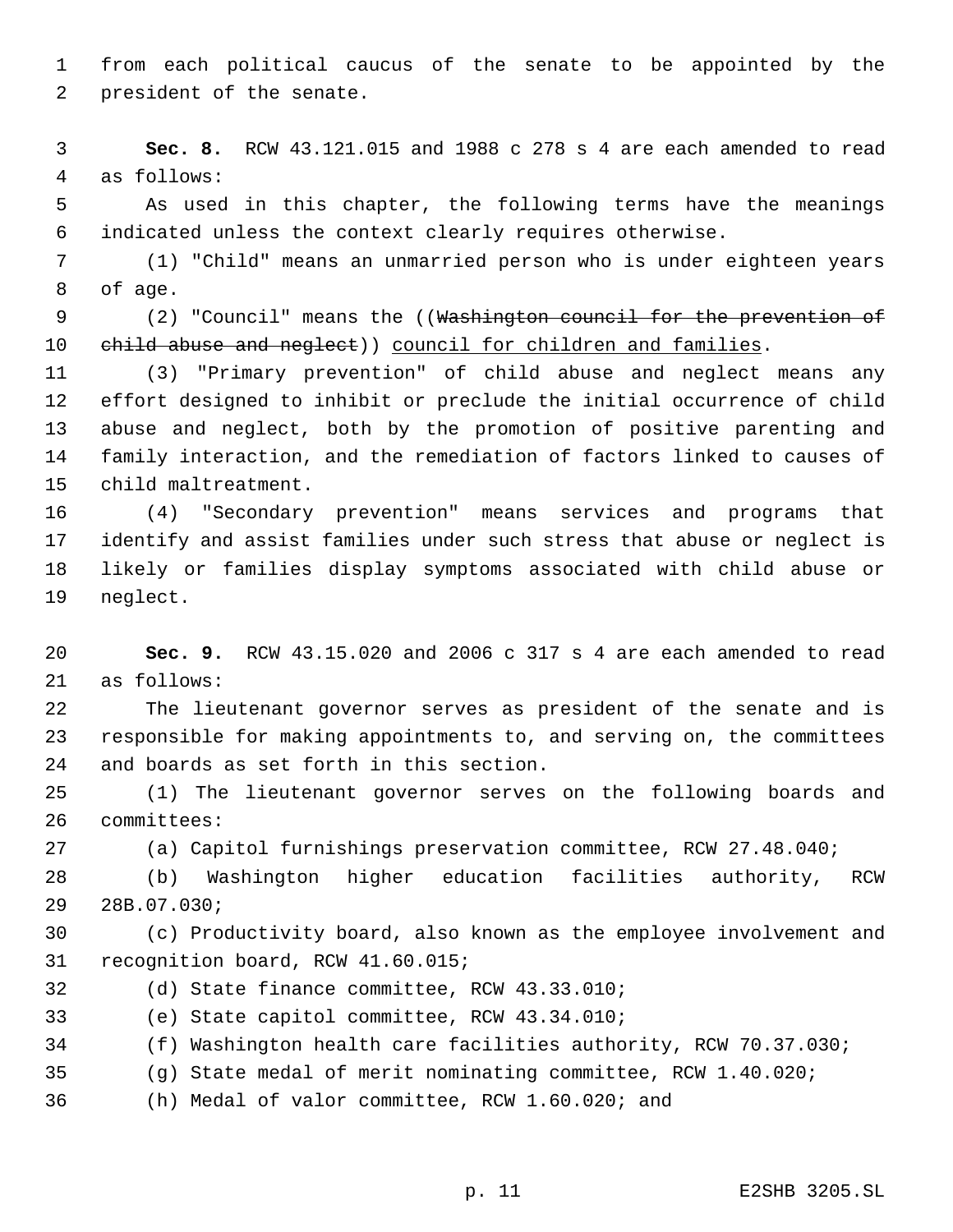from each political caucus of the senate to be appointed by the president of the senate.

**Sec. 8.** RCW 43.121.015 and 1988 c 278 s 4 are each amended to read as follows:

As used in this chapter, the following terms have the meanings indicated unless the context clearly requires otherwise.

(1) "Child" means an unmarried person who is under eighteen years of age.

(2) "Council" means the ((~~Washington council for the prevention of child abuse and neglect~~)) <u>council for children and families</u>.

(3) "Primary prevention" of child abuse and neglect means any effort designed to inhibit or preclude the initial occurrence of child abuse and neglect, both by the promotion of positive parenting and family interaction, and the remediation of factors linked to causes of child maltreatment.

(4) "Secondary prevention" means services and programs that identify and assist families under such stress that abuse or neglect is likely or families display symptoms associated with child abuse or neglect.

**Sec. 9.** RCW 43.15.020 and 2006 c 317 s 4 are each amended to read as follows:

The lieutenant governor serves as president of the senate and is responsible for making appointments to, and serving on, the committees and boards as set forth in this section.

(1) The lieutenant governor serves on the following boards and committees:

(a) Capitol furnishings preservation committee, RCW 27.48.040;

(b) Washington higher education facilities authority, RCW 28B.07.030;

(c) Productivity board, also known as the employee involvement and recognition board, RCW 41.60.015;

(d) State finance committee, RCW 43.33.010;

(e) State capitol committee, RCW 43.34.010;

(f) Washington health care facilities authority, RCW 70.37.030;

(g) State medal of merit nominating committee, RCW 1.40.020;

(h) Medal of valor committee, RCW 1.60.020; and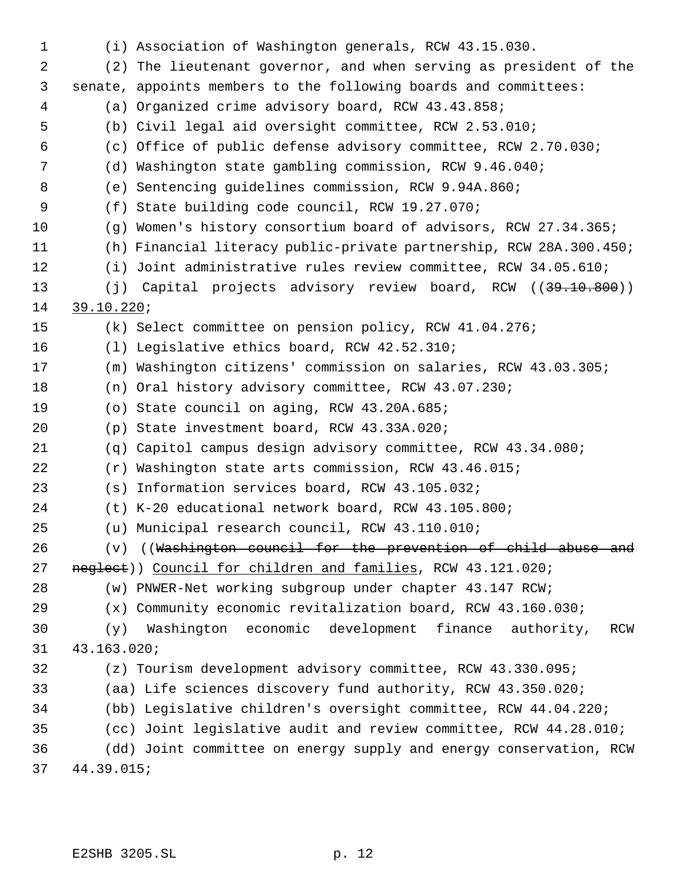(i) Association of Washington generals, RCW 43.15.030.

(2) The lieutenant governor, and when serving as president of the senate, appoints members to the following boards and committees:

(a) Organized crime advisory board, RCW 43.43.858;

(b) Civil legal aid oversight committee, RCW 2.53.010;

(c) Office of public defense advisory committee, RCW 2.70.030;

(d) Washington state gambling commission, RCW 9.46.040;

(e) Sentencing guidelines commission, RCW 9.94A.860;

(f) State building code council, RCW 19.27.070;

(g) Women's history consortium board of advisors, RCW 27.34.365;

(h) Financial literacy public-private partnership, RCW 28A.300.450;

(i) Joint administrative rules review committee, RCW 34.05.610;

(j) Capital projects advisory review board, RCW ((~~39.10.800~~)) <u>39.10.220</u>;

(k) Select committee on pension policy, RCW 41.04.276;

(l) Legislative ethics board, RCW 42.52.310;

(m) Washington citizens' commission on salaries, RCW 43.03.305;

(n) Oral history advisory committee, RCW 43.07.230;

(o) State council on aging, RCW 43.20A.685;

(p) State investment board, RCW 43.33A.020;

(q) Capitol campus design advisory committee, RCW 43.34.080;

(r) Washington state arts commission, RCW 43.46.015;

(s) Information services board, RCW 43.105.032;

(t) K-20 educational network board, RCW 43.105.800;

(u) Municipal research council, RCW 43.110.010;

(v) ((~~Washington council for the prevention of child abuse and neglect~~)) <u>Council for children and families</u>, RCW 43.121.020;

(w) PNWER-Net working subgroup under chapter 43.147 RCW;

(x) Community economic revitalization board, RCW 43.160.030;

(y) Washington economic development finance authority, RCW 43.163.020;

(z) Tourism development advisory committee, RCW 43.330.095;

(aa) Life sciences discovery fund authority, RCW 43.350.020;

(bb) Legislative children's oversight committee, RCW 44.04.220;

(cc) Joint legislative audit and review committee, RCW 44.28.010;

(dd) Joint committee on energy supply and energy conservation, RCW 44.39.015;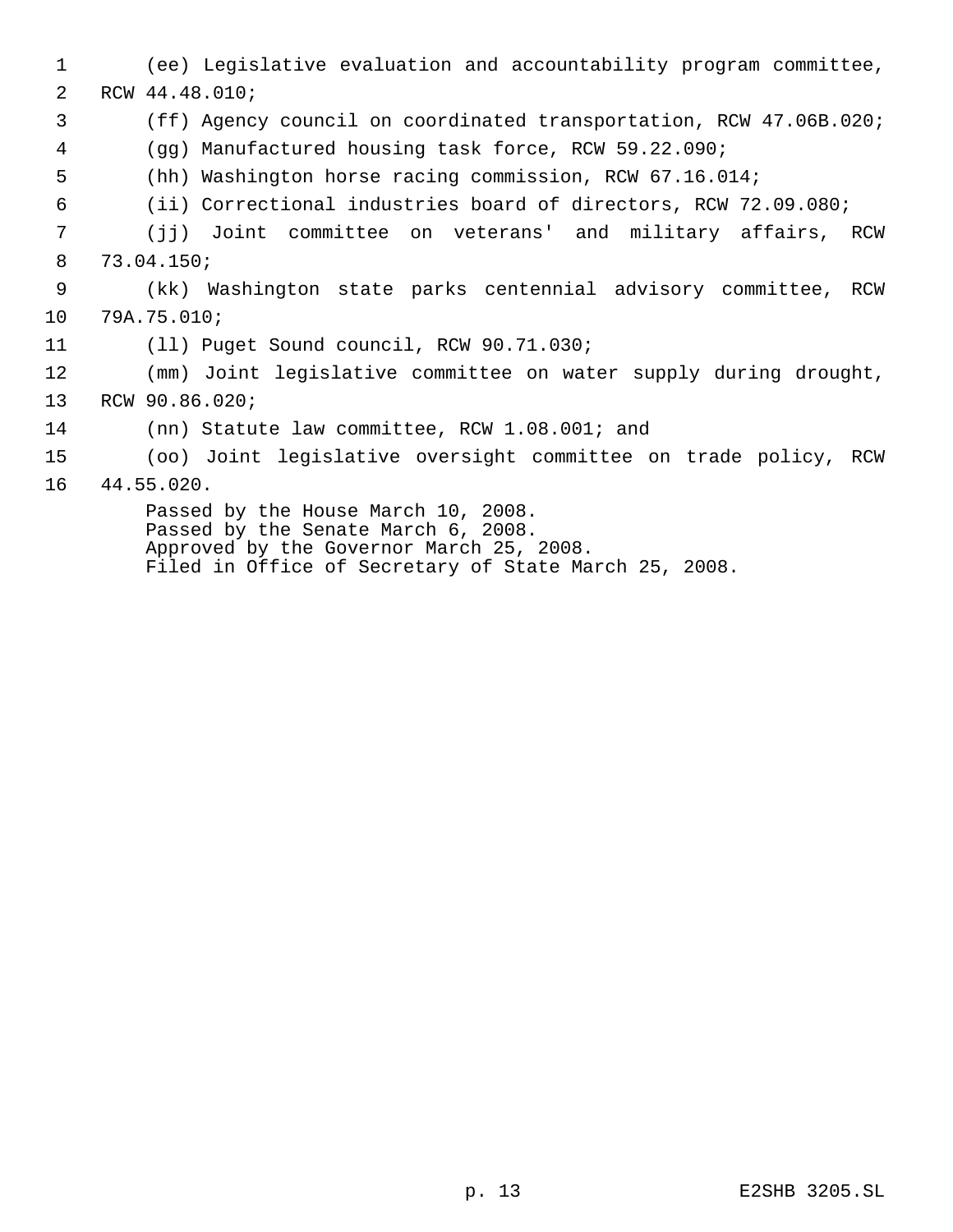(ee) Legislative evaluation and accountability program committee, RCW 44.48.010;

(ff) Agency council on coordinated transportation, RCW 47.06B.020;

(gg) Manufactured housing task force, RCW 59.22.090;

(hh) Washington horse racing commission, RCW 67.16.014;

(ii) Correctional industries board of directors, RCW 72.09.080;

(jj) Joint committee on veterans' and military affairs, RCW 73.04.150;

(kk) Washington state parks centennial advisory committee, RCW 79A.75.010;

(ll) Puget Sound council, RCW 90.71.030;

(mm) Joint legislative committee on water supply during drought, RCW 90.86.020;

(nn) Statute law committee, RCW 1.08.001; and

(oo) Joint legislative oversight committee on trade policy, RCW 44.55.020.

Passed by the House March 10, 2008.
Passed by the Senate March 6, 2008.
Approved by the Governor March 25, 2008.
Filed in Office of Secretary of State March 25, 2008.